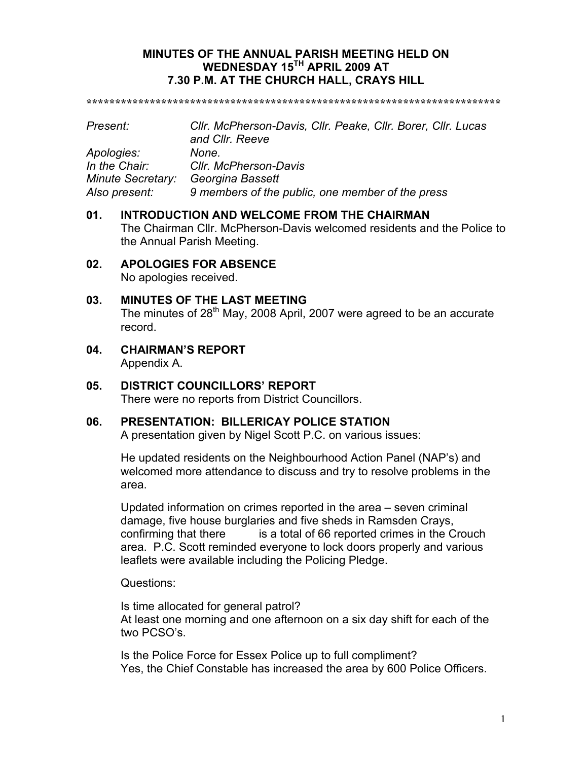# MINUTES OF THE ANNUAL PARISH MEETING HELD ON WEDNESDAY 15TH APRIL 2009 AT 7.30 P.M. AT THE CHURCH HALL, CRAYS HILL

*************************************************************************

*Present:* *Cllr. McPherson-Davis, Cllr. Peake, Cllr. Borer, Cllr. Lucas and Cllr. Reeve*
*Apologies:* *None.*
*In the Chair:* *Cllr. McPherson-Davis*
*Minute Secretary:* *Georgina Bassett*
*Also present:* *9 members of the public, one member of the press*

## 01. INTRODUCTION AND WELCOME FROM THE CHAIRMAN

The Chairman Cllr. McPherson-Davis welcomed residents and the Police to the Annual Parish Meeting.

## 02. APOLOGIES FOR ABSENCE

No apologies received.

## 03. MINUTES OF THE LAST MEETING

The minutes of 28th May, 2008 April, 2007 were agreed to be an accurate record.

## 04. CHAIRMAN'S REPORT

Appendix A.

## 05. DISTRICT COUNCILLORS' REPORT

There were no reports from District Councillors.

## 06. PRESENTATION: BILLERICAY POLICE STATION

A presentation given by Nigel Scott P.C. on various issues:

He updated residents on the Neighbourhood Action Panel (NAP's) and welcomed more attendance to discuss and try to resolve problems in the area.

Updated information on crimes reported in the area – seven criminal damage, five house burglaries and five sheds in Ramsden Crays, confirming that there is a total of 66 reported crimes in the Crouch area. P.C. Scott reminded everyone to lock doors properly and various leaflets were available including the Policing Pledge.

Questions:

Is time allocated for general patrol?
At least one morning and one afternoon on a six day shift for each of the two PCSO's.

Is the Police Force for Essex Police up to full compliment?
Yes, the Chief Constable has increased the area by 600 Police Officers.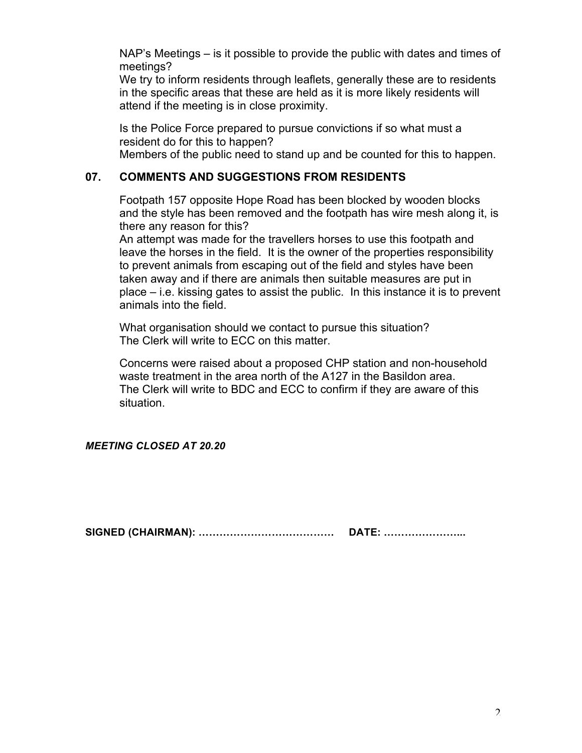NAP's Meetings – is it possible to provide the public with dates and times of meetings?
We try to inform residents through leaflets, generally these are to residents in the specific areas that these are held as it is more likely residents will attend if the meeting is in close proximity.

Is the Police Force prepared to pursue convictions if so what must a resident do for this to happen?
Members of the public need to stand up and be counted for this to happen.

## 07. COMMENTS AND SUGGESTIONS FROM RESIDENTS

Footpath 157 opposite Hope Road has been blocked by wooden blocks and the style has been removed and the footpath has wire mesh along it, is there any reason for this?
An attempt was made for the travellers horses to use this footpath and leave the horses in the field. It is the owner of the properties responsibility to prevent animals from escaping out of the field and styles have been taken away and if there are animals then suitable measures are put in place – i.e. kissing gates to assist the public. In this instance it is to prevent animals into the field.

What organisation should we contact to pursue this situation?
The Clerk will write to ECC on this matter.

Concerns were raised about a proposed CHP station and non-household waste treatment in the area north of the A127 in the Basildon area.
The Clerk will write to BDC and ECC to confirm if they are aware of this situation.

***MEETING CLOSED AT 20.20***

**SIGNED (CHAIRMAN): …………………………………  DATE: …………………..**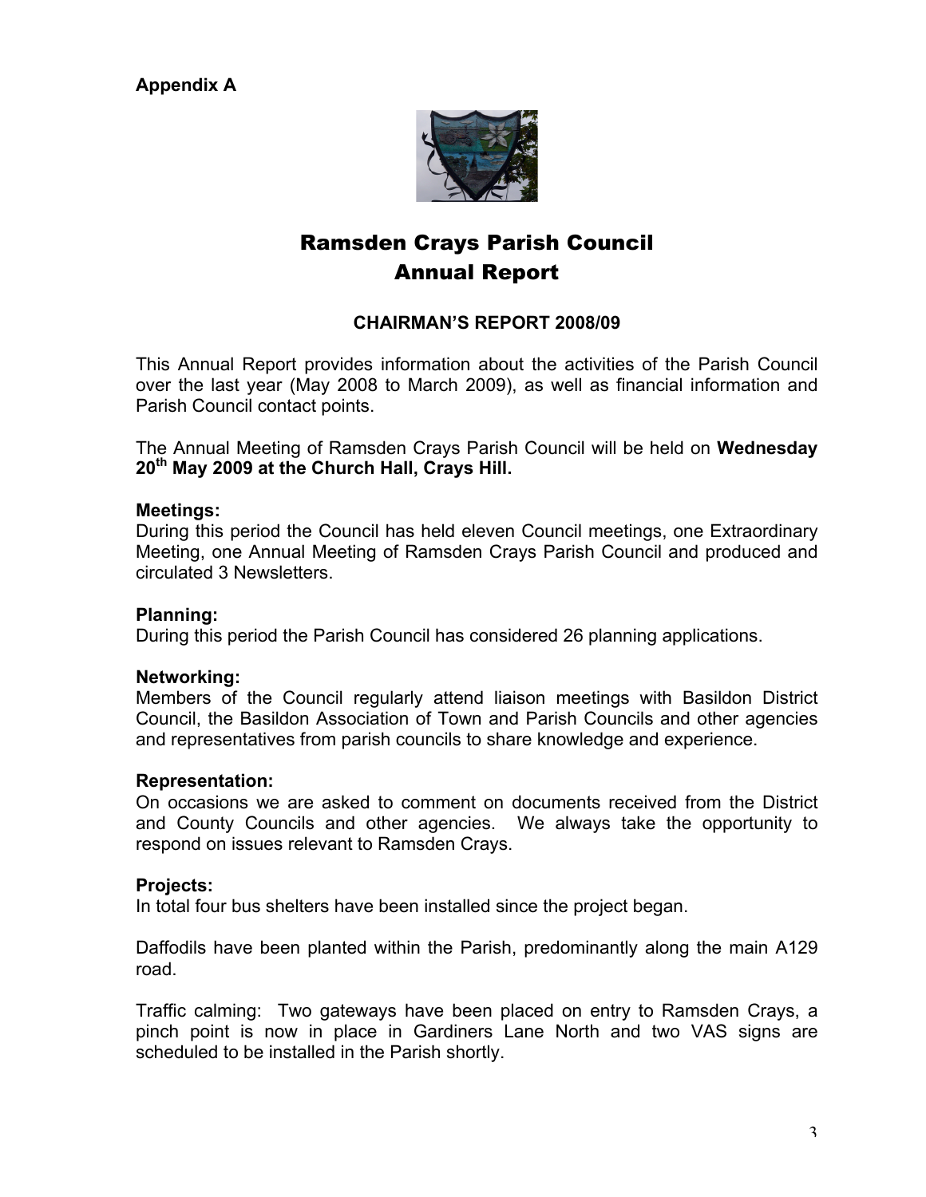**Appendix A**

# Ramsden Crays Parish Council
# Annual Report

### CHAIRMAN'S REPORT 2008/09

This Annual Report provides information about the activities of the Parish Council over the last year (May 2008 to March 2009), as well as financial information and Parish Council contact points.

The Annual Meeting of Ramsden Crays Parish Council will be held on **Wednesday 20th May 2009 at the Church Hall, Crays Hill.**

**Meetings:**
During this period the Council has held eleven Council meetings, one Extraordinary Meeting, one Annual Meeting of Ramsden Crays Parish Council and produced and circulated 3 Newsletters.

**Planning:**
During this period the Parish Council has considered 26 planning applications.

**Networking:**
Members of the Council regularly attend liaison meetings with Basildon District Council, the Basildon Association of Town and Parish Councils and other agencies and representatives from parish councils to share knowledge and experience.

**Representation:**
On occasions we are asked to comment on documents received from the District and County Councils and other agencies. We always take the opportunity to respond on issues relevant to Ramsden Crays.

**Projects:**
In total four bus shelters have been installed since the project began.

Daffodils have been planted within the Parish, predominantly along the main A129 road.

Traffic calming: Two gateways have been placed on entry to Ramsden Crays, a pinch point is now in place in Gardiners Lane North and two VAS signs are scheduled to be installed in the Parish shortly.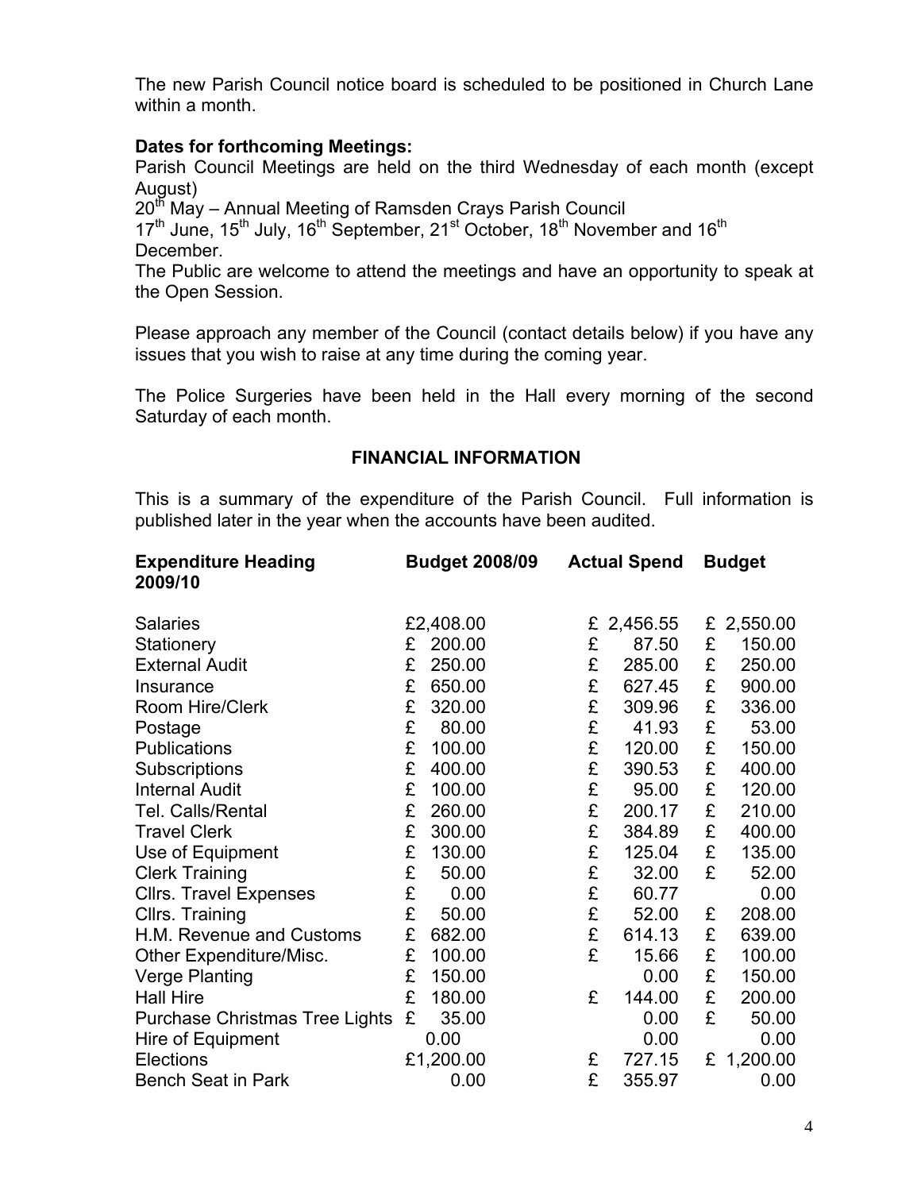The new Parish Council notice board is scheduled to be positioned in Church Lane within a month.

**Dates for forthcoming Meetings:**

Parish Council Meetings are held on the third Wednesday of each month (except August)

20th May – Annual Meeting of Ramsden Crays Parish Council

17th June, 15th July, 16th September, 21st October, 18th November and 16th December.

The Public are welcome to attend the meetings and have an opportunity to speak at the Open Session.

Please approach any member of the Council (contact details below) if you have any issues that you wish to raise at any time during the coming year.

The Police Surgeries have been held in the Hall every morning of the second Saturday of each month.

## FINANCIAL INFORMATION

This is a summary of the expenditure of the Parish Council. Full information is published later in the year when the accounts have been audited.

| Expenditure Heading | Budget 2008/09 | Actual Spend | Budget 2009/10 |
|---|---|---|---|
| Salaries | £2,408.00 | £ 2,456.55 | £ 2,550.00 |
| Stationery | £ 200.00 | £ 87.50 | £ 150.00 |
| External Audit | £ 250.00 | £ 285.00 | £ 250.00 |
| Insurance | £ 650.00 | £ 627.45 | £ 900.00 |
| Room Hire/Clerk | £ 320.00 | £ 309.96 | £ 336.00 |
| Postage | £ 80.00 | £ 41.93 | £ 53.00 |
| Publications | £ 100.00 | £ 120.00 | £ 150.00 |
| Subscriptions | £ 400.00 | £ 390.53 | £ 400.00 |
| Internal Audit | £ 100.00 | £ 95.00 | £ 120.00 |
| Tel. Calls/Rental | £ 260.00 | £ 200.17 | £ 210.00 |
| Travel Clerk | £ 300.00 | £ 384.89 | £ 400.00 |
| Use of Equipment | £ 130.00 | £ 125.04 | £ 135.00 |
| Clerk Training | £ 50.00 | £ 32.00 | £ 52.00 |
| Cllrs. Travel Expenses | £ 0.00 | £ 60.77 | 0.00 |
| Cllrs. Training | £ 50.00 | £ 52.00 | £ 208.00 |
| H.M. Revenue and Customs | £ 682.00 | £ 614.13 | £ 639.00 |
| Other Expenditure/Misc. | £ 100.00 | £ 15.66 | £ 100.00 |
| Verge Planting | £ 150.00 | 0.00 | £ 150.00 |
| Hall Hire | £ 180.00 | £ 144.00 | £ 200.00 |
| Purchase Christmas Tree Lights | £ 35.00 | 0.00 | £ 50.00 |
| Hire of Equipment | 0.00 | 0.00 | 0.00 |
| Elections | £1,200.00 | £ 727.15 | £ 1,200.00 |
| Bench Seat in Park | 0.00 | £ 355.97 | 0.00 |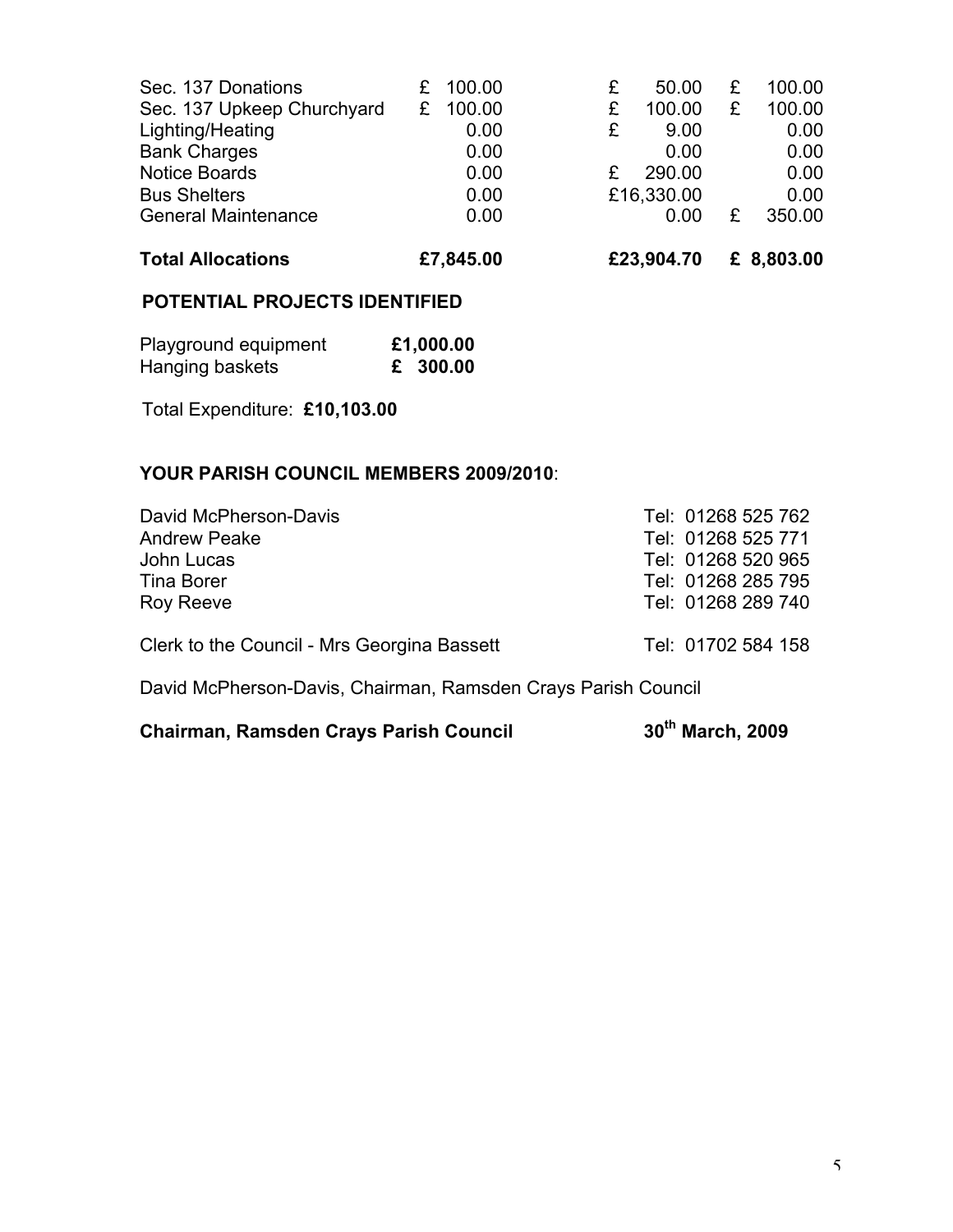| | | | |
|---|---|---|---|
| Sec. 137 Donations | £ 100.00 | £ 50.00 | £ 100.00 |
| Sec. 137 Upkeep Churchyard | £ 100.00 | £ 100.00 | £ 100.00 |
| Lighting/Heating | 0.00 | £ 9.00 | 0.00 |
| Bank Charges | 0.00 | 0.00 | 0.00 |
| Notice Boards | 0.00 | £ 290.00 | 0.00 |
| Bus Shelters | 0.00 | £16,330.00 | 0.00 |
| General Maintenance | 0.00 | 0.00 | £ 350.00 |
| **Total Allocations** | **£7,845.00** | **£23,904.70** | **£ 8,803.00** |

**POTENTIAL PROJECTS IDENTIFIED**

| | |
|---|---|
| Playground equipment | **£1,000.00** |
| Hanging baskets | **£ 300.00** |

Total Expenditure: **£10,103.00**

**YOUR PARISH COUNCIL MEMBERS 2009/2010**:

| | |
|---|---|
| David McPherson-Davis | Tel: 01268 525 762 |
| Andrew Peake | Tel: 01268 525 771 |
| John Lucas | Tel: 01268 520 965 |
| Tina Borer | Tel: 01268 285 795 |
| Roy Reeve | Tel: 01268 289 740 |

Clerk to the Council - Mrs Georgina Bassett Tel: 01702 584 158

David McPherson-Davis, Chairman, Ramsden Crays Parish Council

**Chairman, Ramsden Crays Parish Council 30th March, 2009**